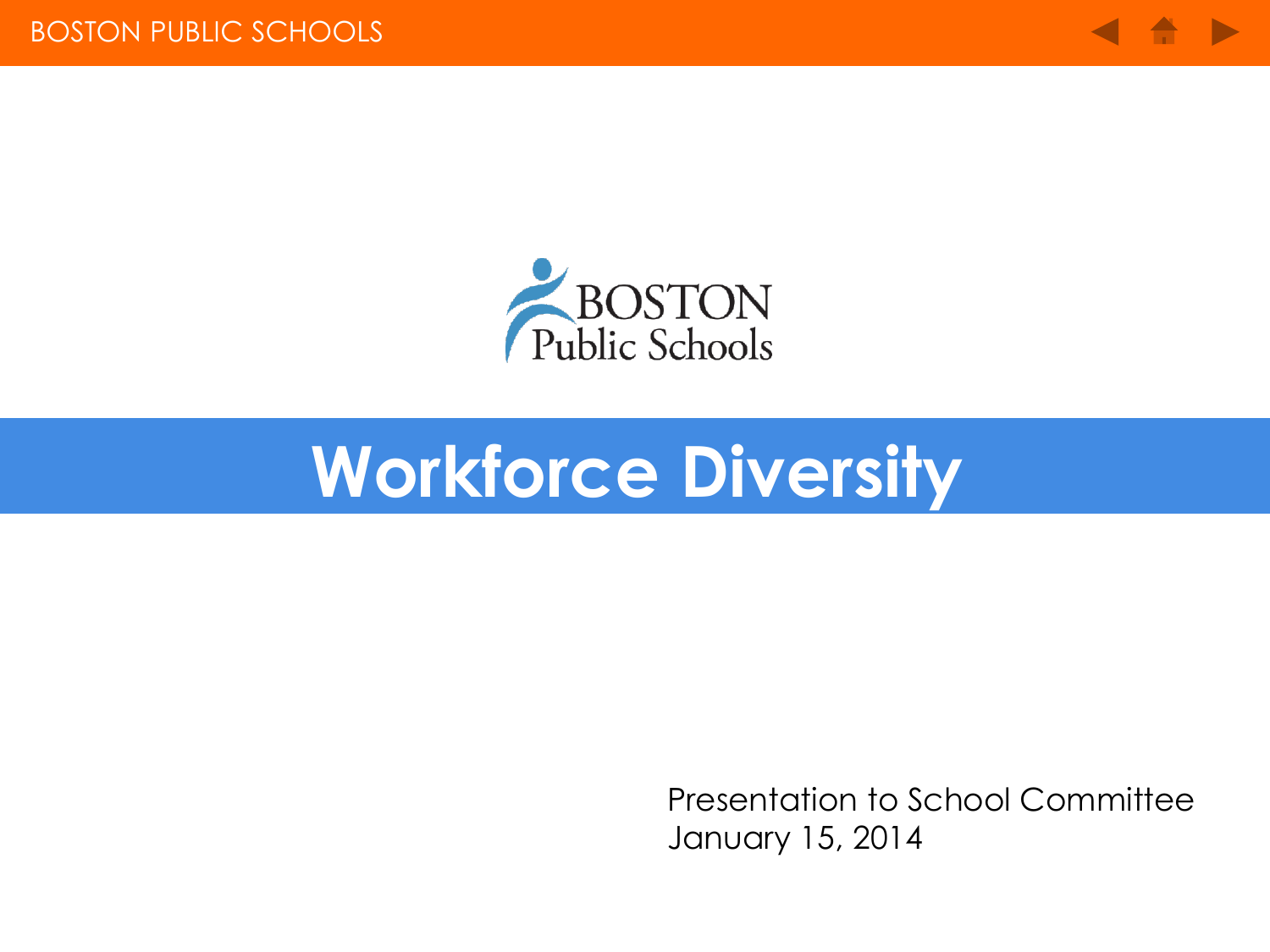# Workforce Diversity

Presentation to School Committee
January 15, 2014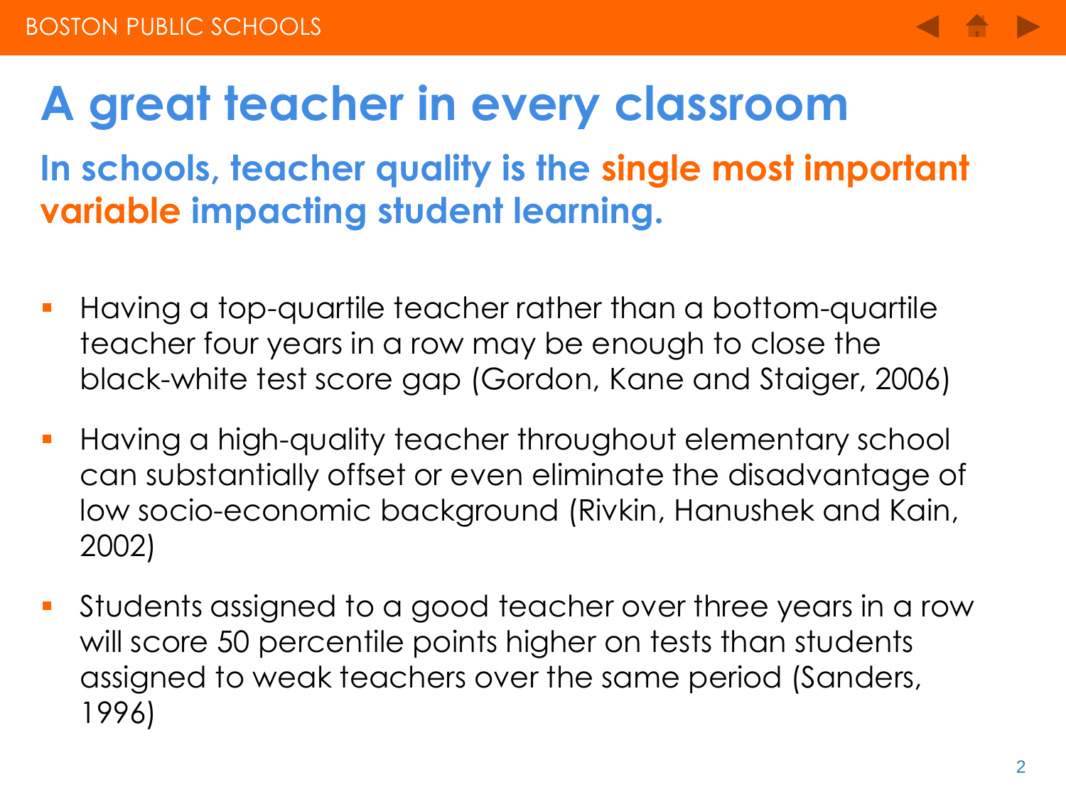# A great teacher in every classroom

## In schools, teacher quality is the single most important variable impacting student learning.

- Having a top-quartile teacher rather than a bottom-quartile teacher four years in a row may be enough to close the black-white test score gap (Gordon, Kane and Staiger, 2006)
- Having a high-quality teacher throughout elementary school can substantially offset or even eliminate the disadvantage of low socio-economic background (Rivkin, Hanushek and Kain, 2002)
- Students assigned to a good teacher over three years in a row will score 50 percentile points higher on tests than students assigned to weak teachers over the same period (Sanders, 1996)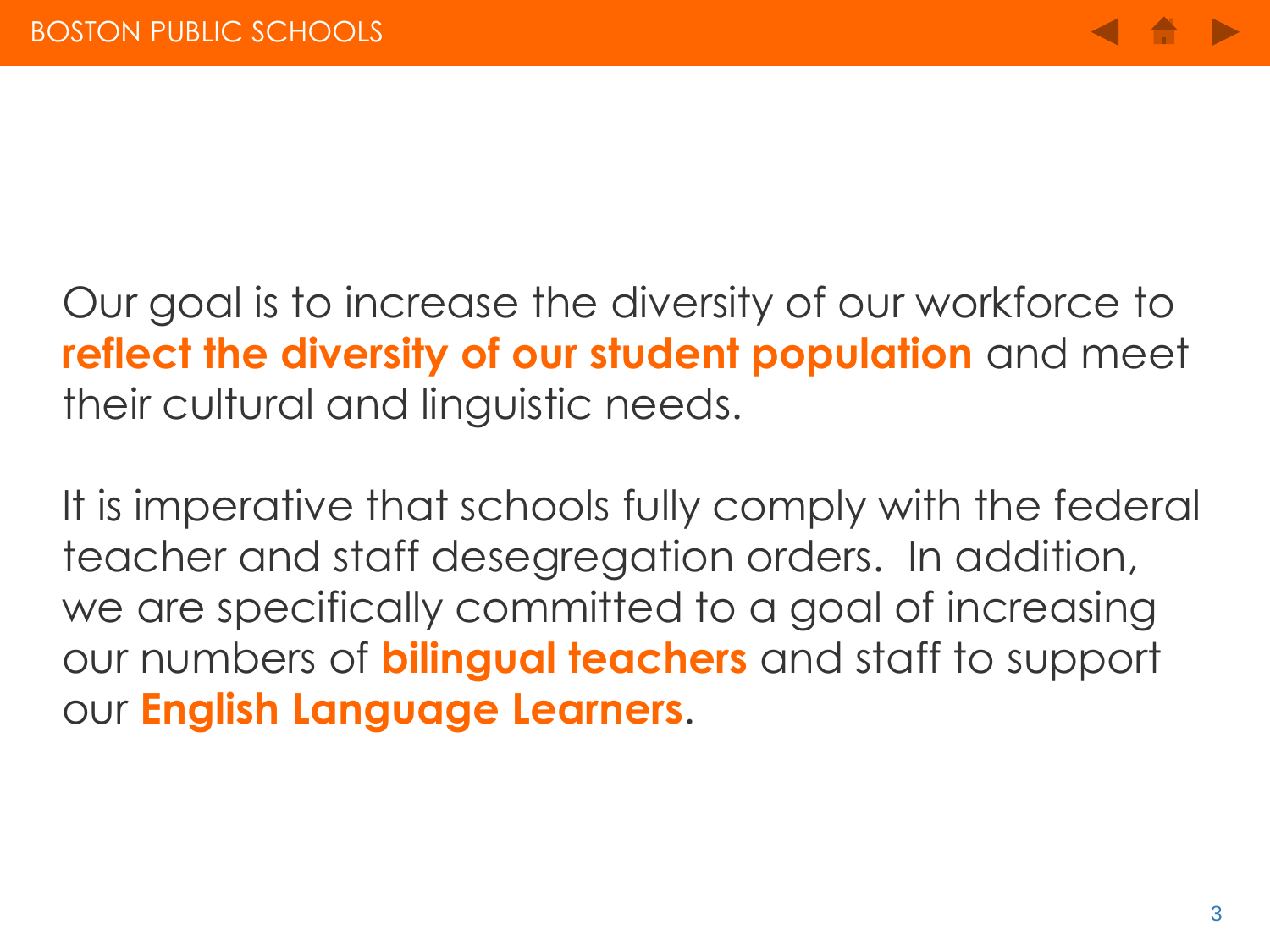Our goal is to increase the diversity of our workforce to **reflect the diversity of our student population** and meet their cultural and linguistic needs.

It is imperative that schools fully comply with the federal teacher and staff desegregation orders. In addition, we are specifically committed to a goal of increasing our numbers of **bilingual teachers** and staff to support our **English Language Learners**.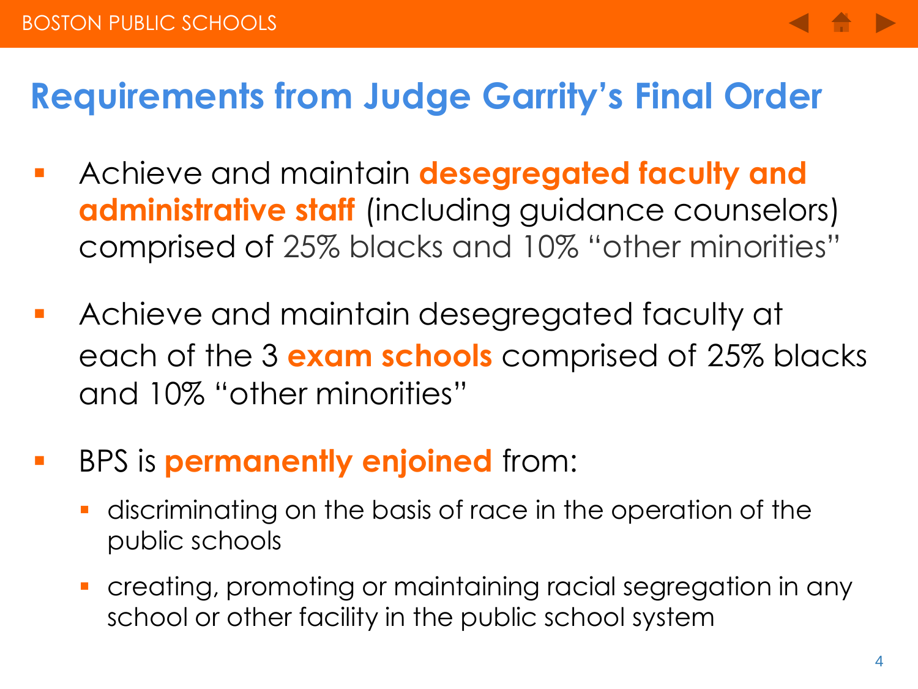# Requirements from Judge Garrity's Final Order

- Achieve and maintain **desegregated faculty and administrative staff** (including guidance counselors) comprised of 25% blacks and 10% "other minorities"
- Achieve and maintain desegregated faculty at each of the 3 **exam schools** comprised of 25% blacks and 10% "other minorities"
- BPS is **permanently enjoined** from:
  - discriminating on the basis of race in the operation of the public schools
  - creating, promoting or maintaining racial segregation in any school or other facility in the public school system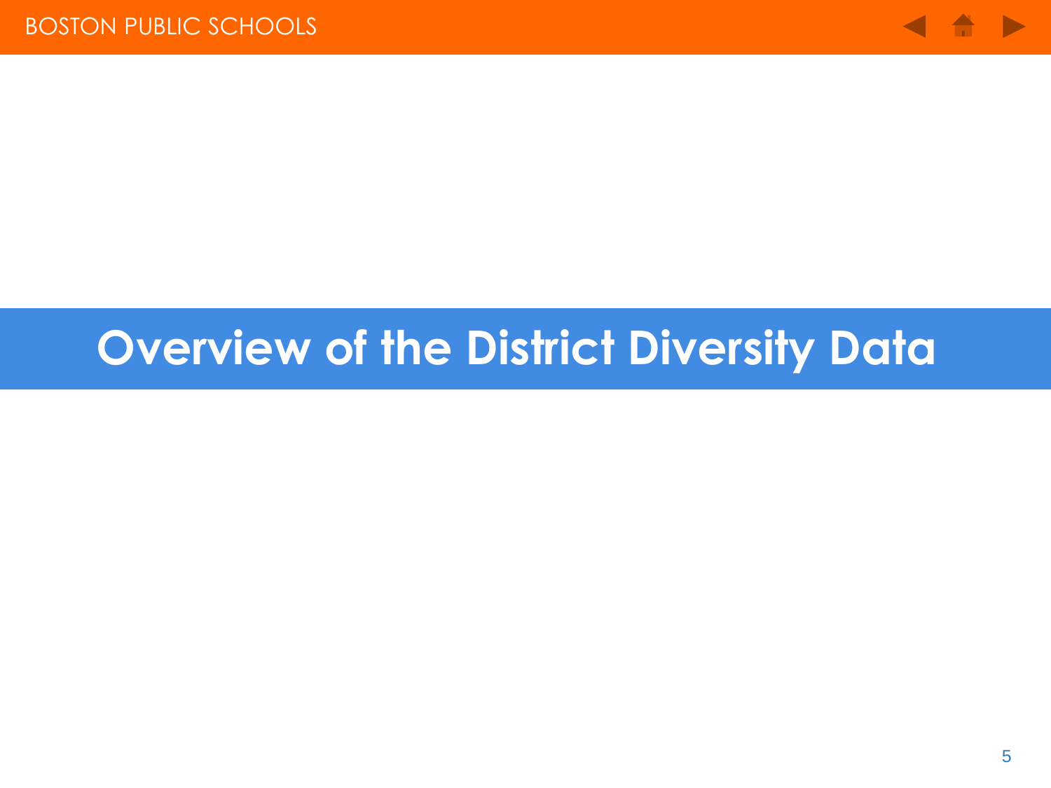# Overview of the District Diversity Data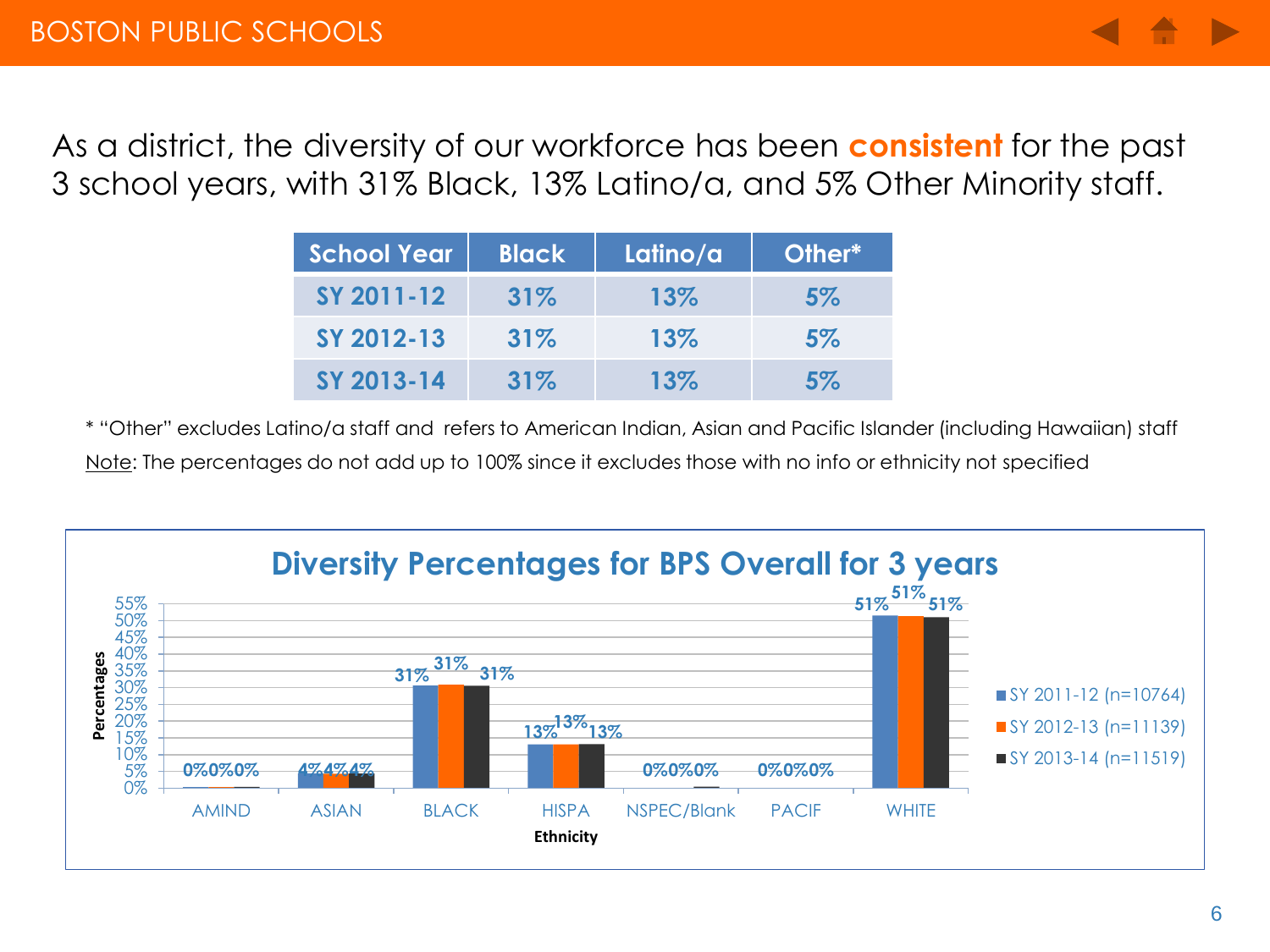As a district, the diversity of our workforce has been **consistent** for the past 3 school years, with 31% Black, 13% Latino/a, and 5% Other Minority staff.

| School Year | Black | Latino/a | Other* |
|---|---|---|---|
| SY 2011-12 | 31% | 13% | 5% |
| SY 2012-13 | 31% | 13% | 5% |
| SY 2013-14 | 31% | 13% | 5% |

* "Other" excludes Latino/a staff and refers to American Indian, Asian and Pacific Islander (including Hawaiian) staff

Note: The percentages do not add up to 100% since it excludes those with no info or ethnicity not specified

## Diversity Percentages for BPS Overall for 3 years

| Ethnicity | SY 2011-12 (n=10764) | SY 2012-13 (n=11139) | SY 2013-14 (n=11519) |
|---|---|---|---|
| AMIND | 0% | 0% | 0% |
| ASIAN | 4% | 4% | 4% |
| BLACK | 31% | 31% | 31% |
| HISPA | 13% | 13% | 13% |
| NSPEC/Blank | 0% | 0% | 0% |
| PACIF | 0% | 0% | 0% |
| WHITE | 51% | 51% | 51% |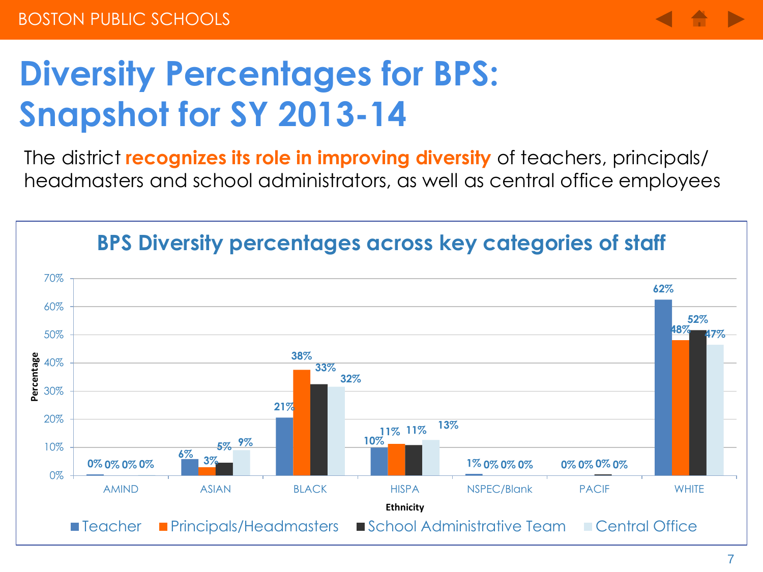# Diversity Percentages for BPS: Snapshot for SY 2013-14

The district **recognizes its role in improving diversity** of teachers, principals/ headmasters and school administrators, as well as central office employees

## BPS Diversity percentages across key categories of staff

| Ethnicity | Teacher | Principals/Headmasters | School Administrative Team | Central Office |
|---|---|---|---|---|
| AMIND | 0% | 0% | 0% | 0% |
| ASIAN | 6% | 3% | 5% | 9% |
| BLACK | 21% | 38% | 33% | 32% |
| HISPA | 10% | 11% | 11% | 13% |
| NSPEC/Blank | 1% | 0% | 0% | 0% |
| PACIF | 0% | 0% | 0% | 0% |
| WHITE | 62% | 48% | 52% | 47% |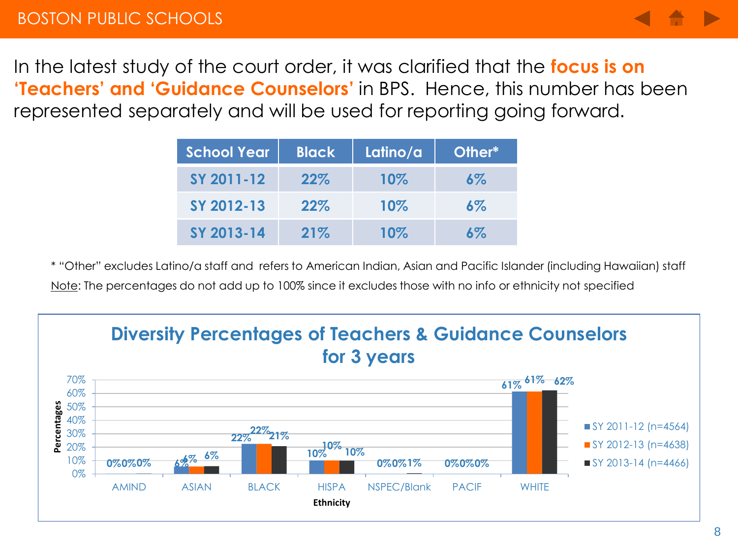In the latest study of the court order, it was clarified that the **focus is on 'Teachers' and 'Guidance Counselors'** in BPS. Hence, this number has been represented separately and will be used for reporting going forward.

| School Year | Black | Latino/a | Other* |
|---|---|---|---|
| SY 2011-12 | 22% | 10% | 6% |
| SY 2012-13 | 22% | 10% | 6% |
| SY 2013-14 | 21% | 10% | 6% |

* "Other" excludes Latino/a staff and refers to American Indian, Asian and Pacific Islander (including Hawaiian) staff

Note: The percentages do not add up to 100% since it excludes those with no info or ethnicity not specified

**Diversity Percentages of Teachers & Guidance Counselors for 3 years**

| Ethnicity | SY 2011-12 (n=4564) | SY 2012-13 (n=4638) | SY 2013-14 (n=4466) |
|---|---|---|---|
| AMIND | 0% | 0% | 0% |
| ASIAN | 6% | 6% | 6% |
| BLACK | 22% | 22% | 21% |
| HISPA | 10% | 10% | 10% |
| NSPEC/Blank | 0% | 0% | 1% |
| PACIF | 0% | 0% | 0% |
| WHITE | 61% | 61% | 62% |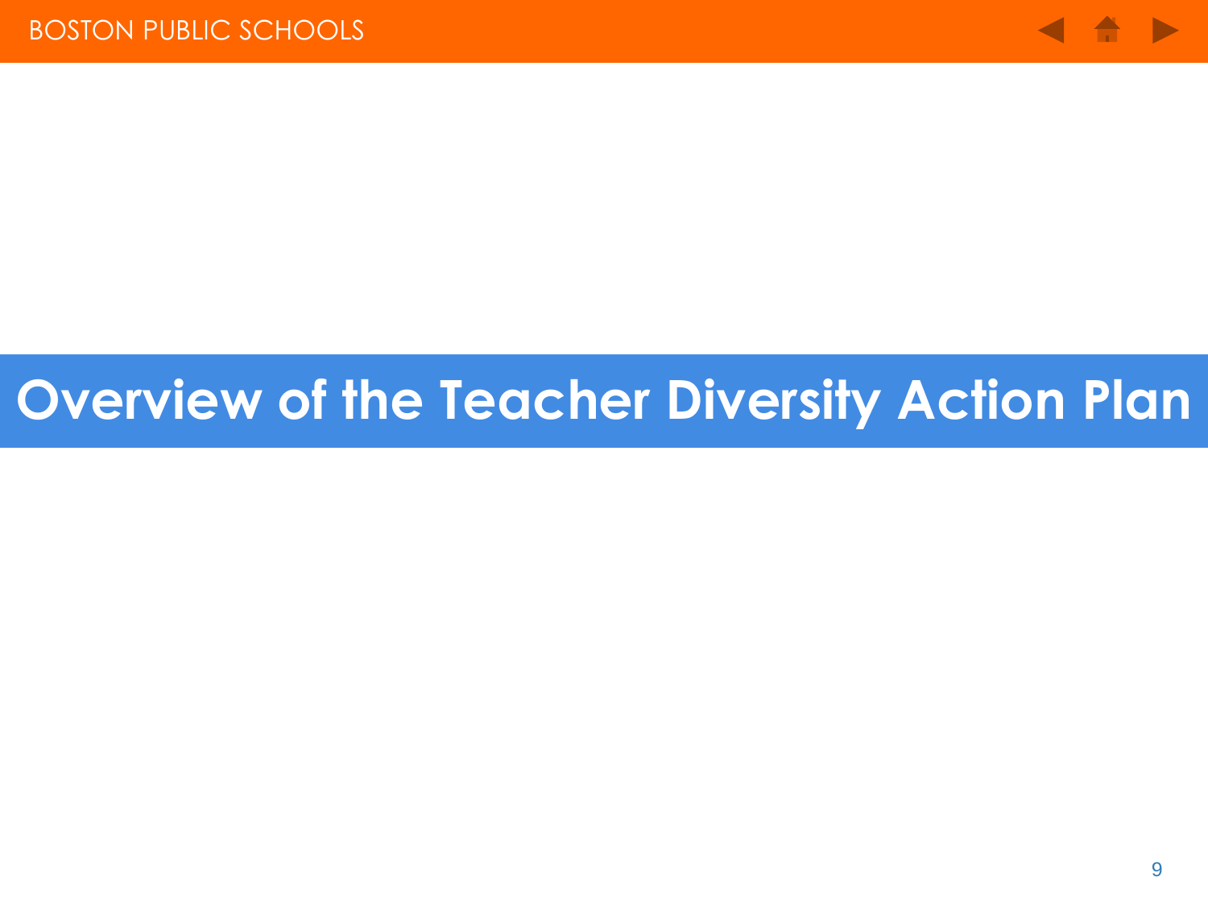# Overview of the Teacher Diversity Action Plan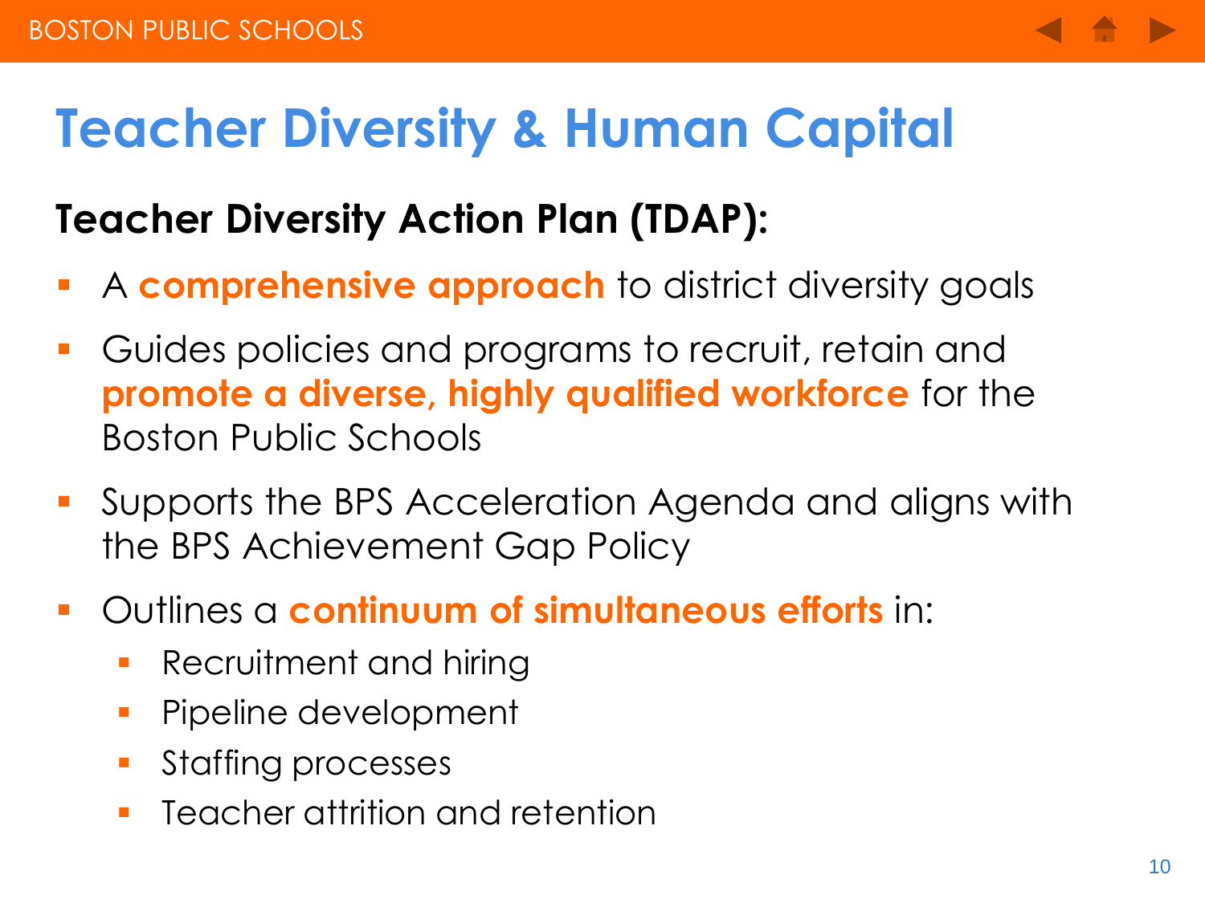# Teacher Diversity & Human Capital

## Teacher Diversity Action Plan (TDAP):

- A **comprehensive approach** to district diversity goals
- Guides policies and programs to recruit, retain and **promote a diverse, highly qualified workforce** for the Boston Public Schools
- Supports the BPS Acceleration Agenda and aligns with the BPS Achievement Gap Policy
- Outlines a **continuum of simultaneous efforts** in:
  - Recruitment and hiring
  - Pipeline development
  - Staffing processes
  - Teacher attrition and retention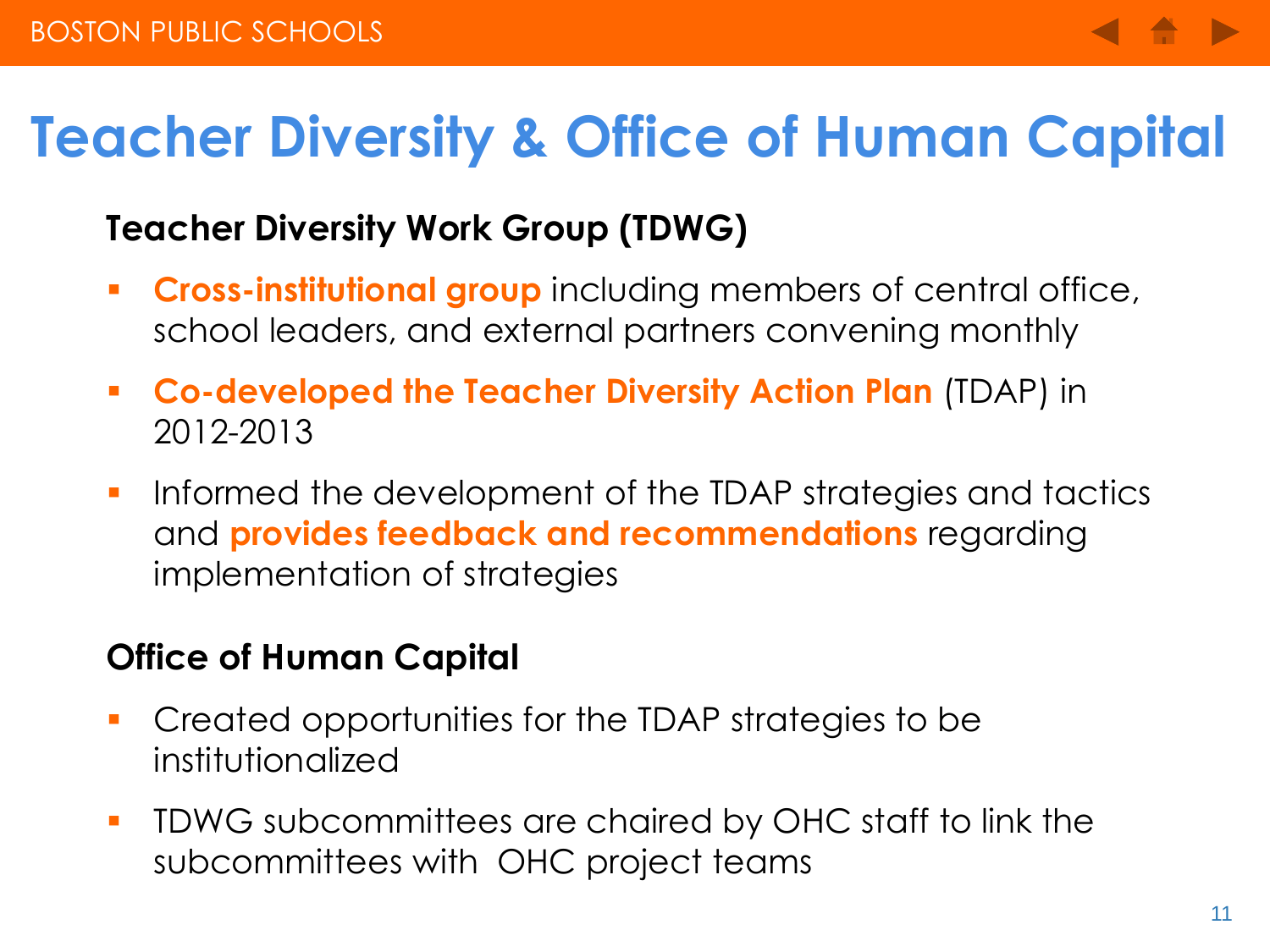# Teacher Diversity & Office of Human Capital

## Teacher Diversity Work Group (TDWG)

- **Cross-institutional group** including members of central office, school leaders, and external partners convening monthly
- **Co-developed the Teacher Diversity Action Plan** (TDAP) in 2012-2013
- Informed the development of the TDAP strategies and tactics and **provides feedback and recommendations** regarding implementation of strategies

## Office of Human Capital

- Created opportunities for the TDAP strategies to be institutionalized
- TDWG subcommittees are chaired by OHC staff to link the subcommittees with OHC project teams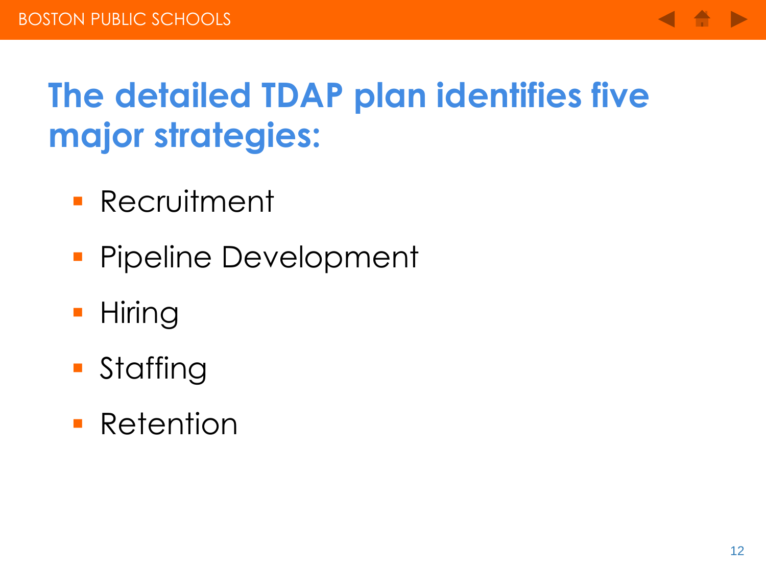# The detailed TDAP plan identifies five major strategies:

- Recruitment
- Pipeline Development
- Hiring
- Staffing
- Retention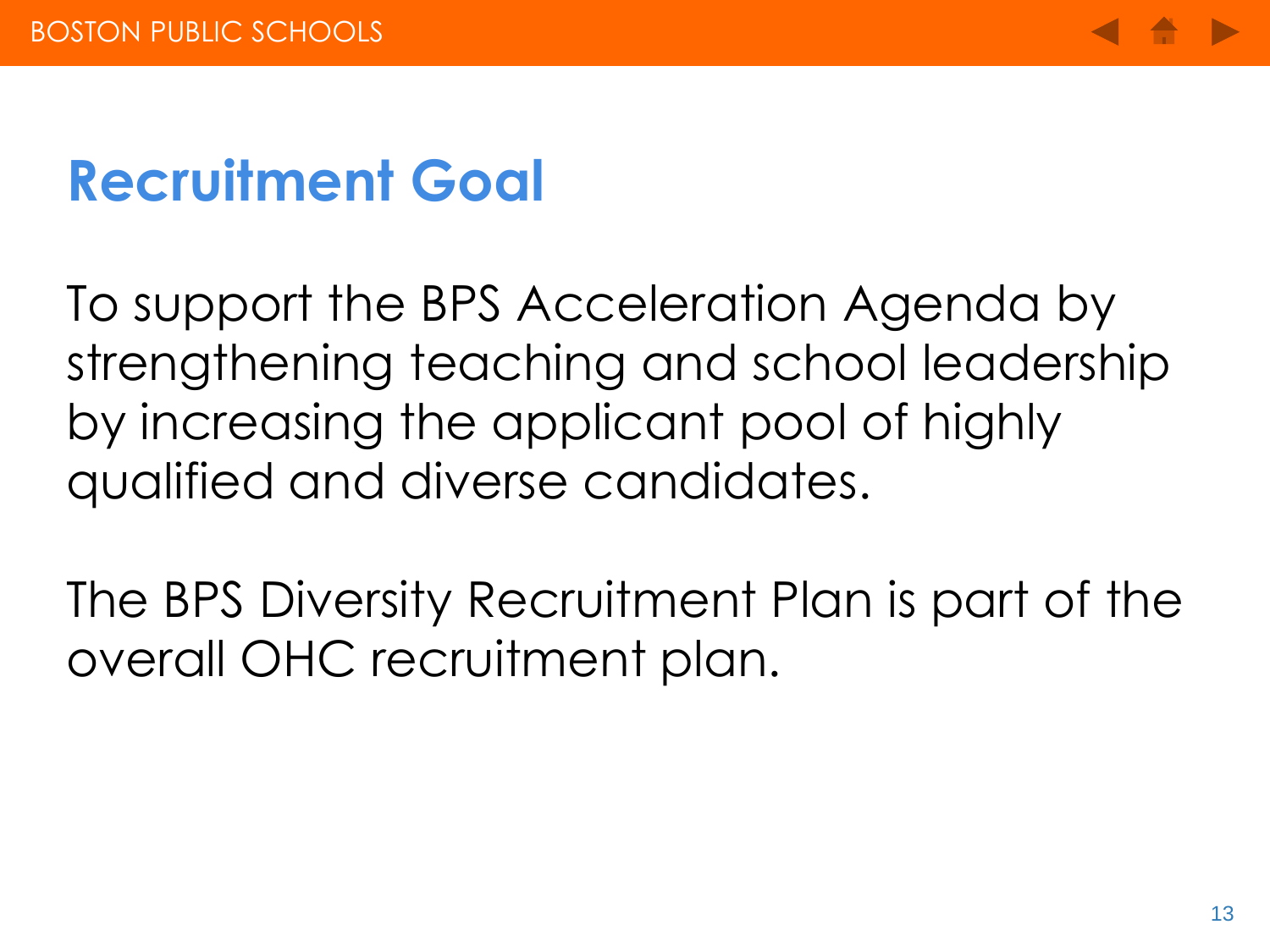# Recruitment Goal

To support the BPS Acceleration Agenda by strengthening teaching and school leadership by increasing the applicant pool of highly qualified and diverse candidates.

The BPS Diversity Recruitment Plan is part of the overall OHC recruitment plan.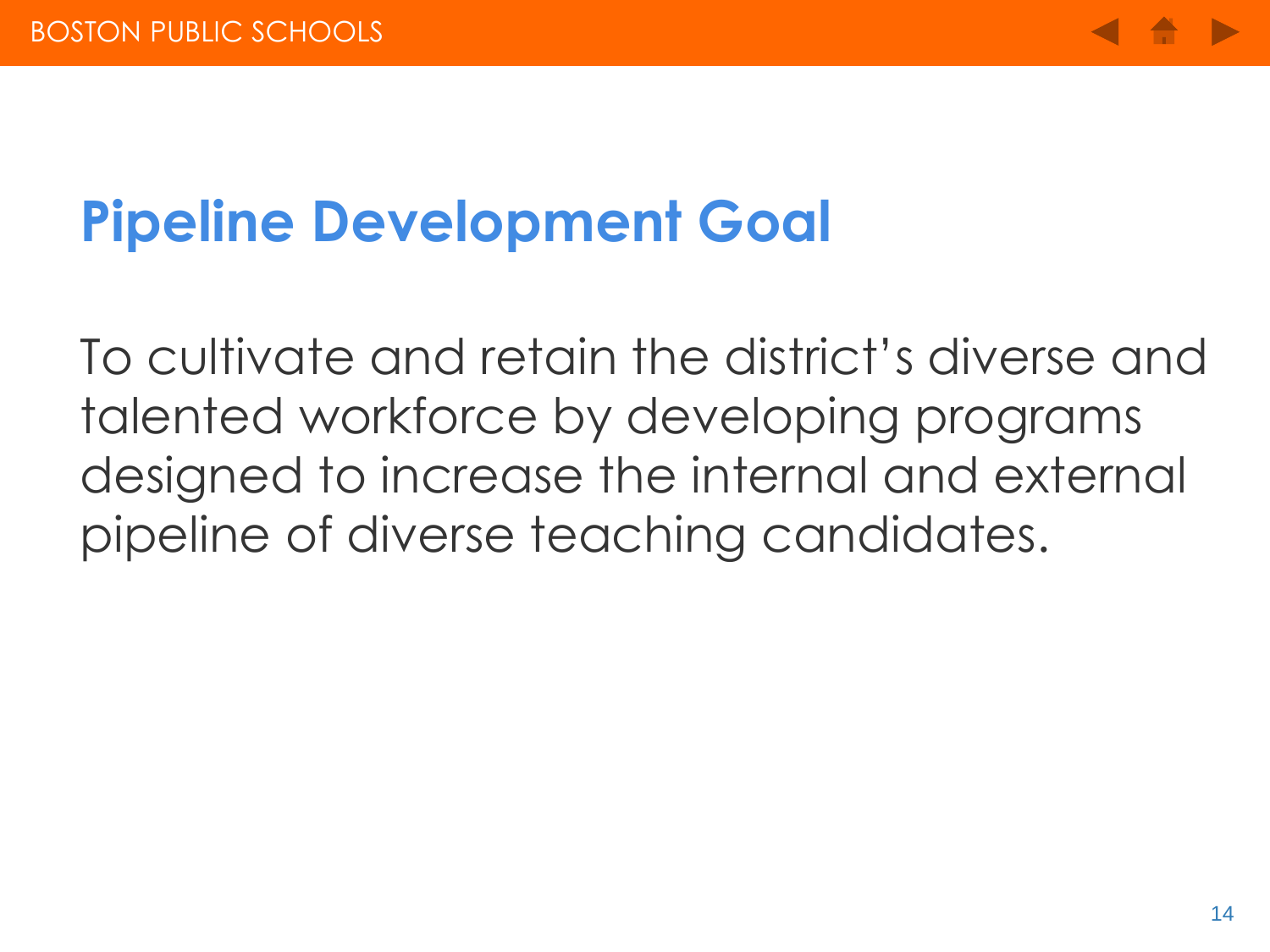## Pipeline Development Goal

To cultivate and retain the district's diverse and talented workforce by developing programs designed to increase the internal and external pipeline of diverse teaching candidates.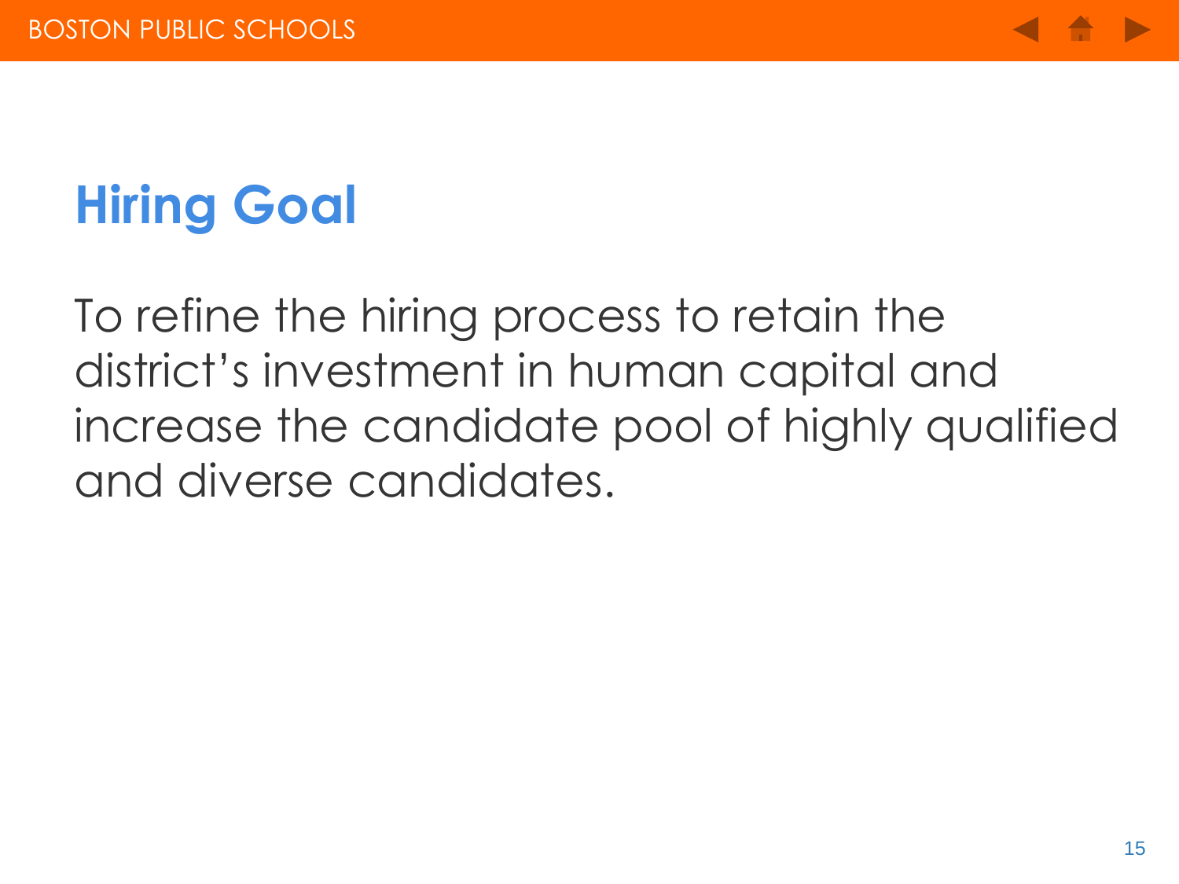## Hiring Goal

To refine the hiring process to retain the district's investment in human capital and increase the candidate pool of highly qualified and diverse candidates.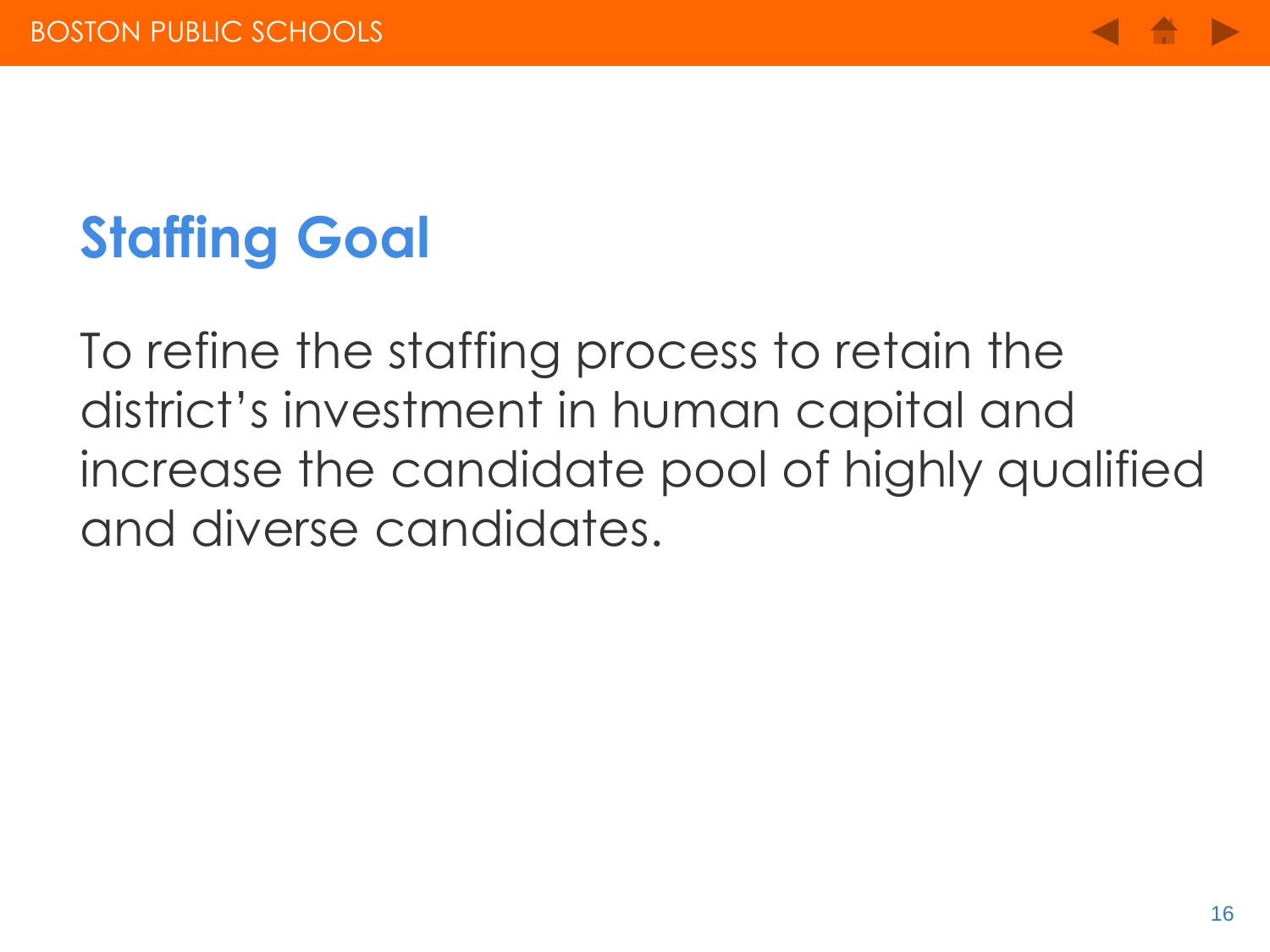# Staffing Goal

To refine the staffing process to retain the district's investment in human capital and increase the candidate pool of highly qualified and diverse candidates.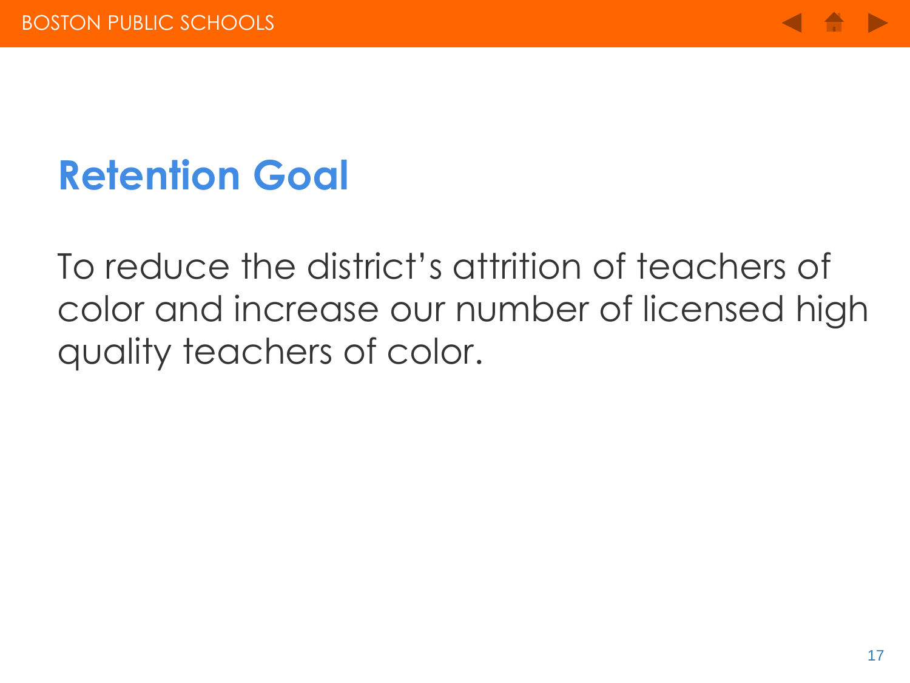# Retention Goal

To reduce the district's attrition of teachers of color and increase our number of licensed high quality teachers of color.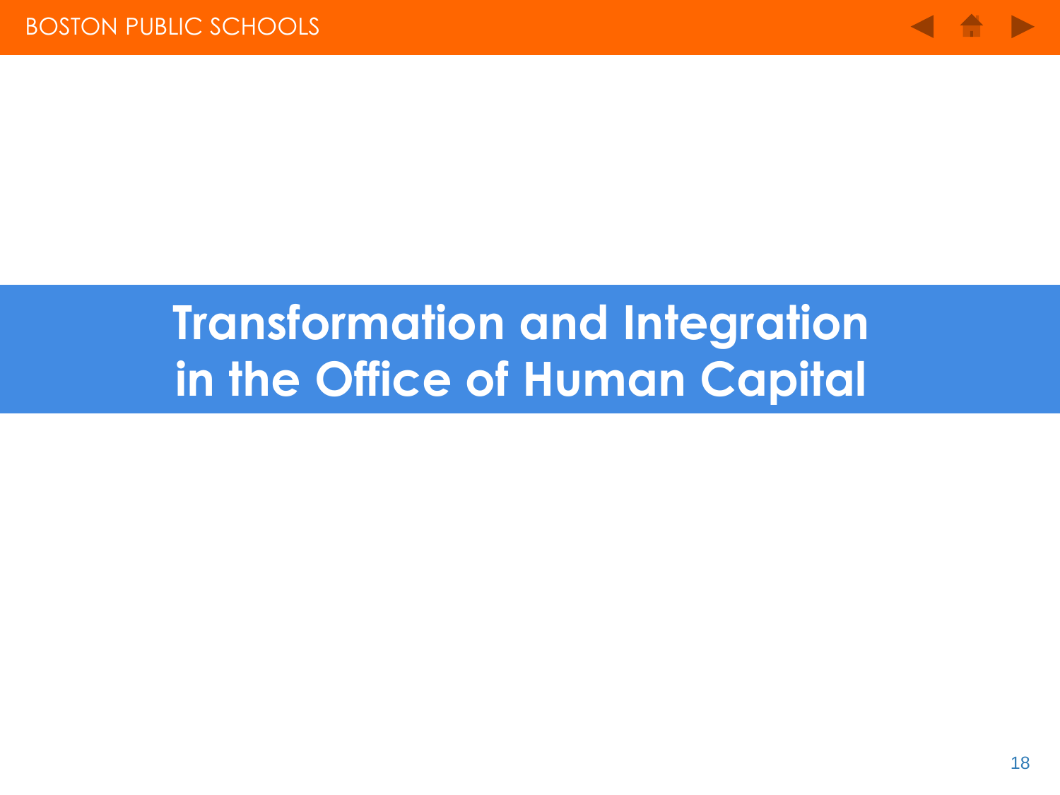# Transformation and Integration in the Office of Human Capital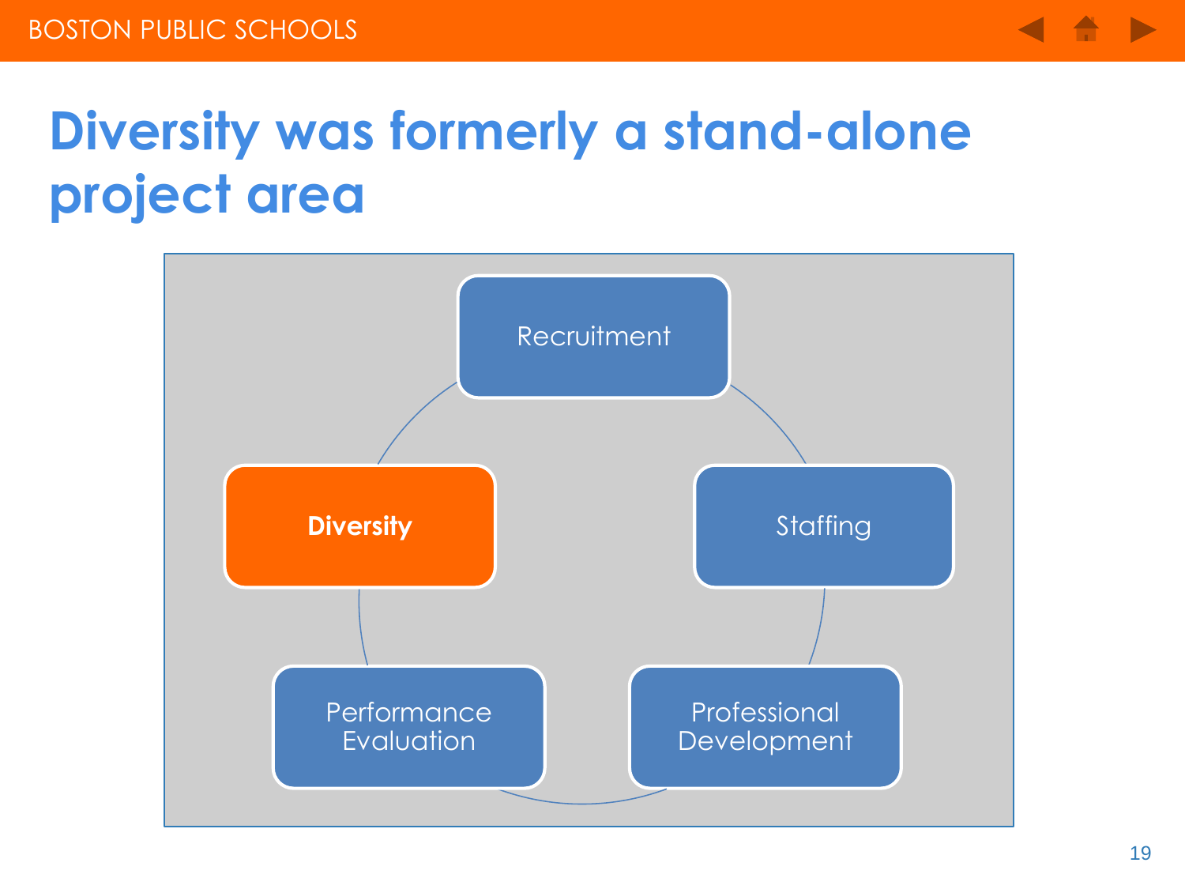# Diversity was formerly a stand-alone project area

- Recruitment
- Staffing
- Professional Development
- Performance Evaluation
- **Diversity**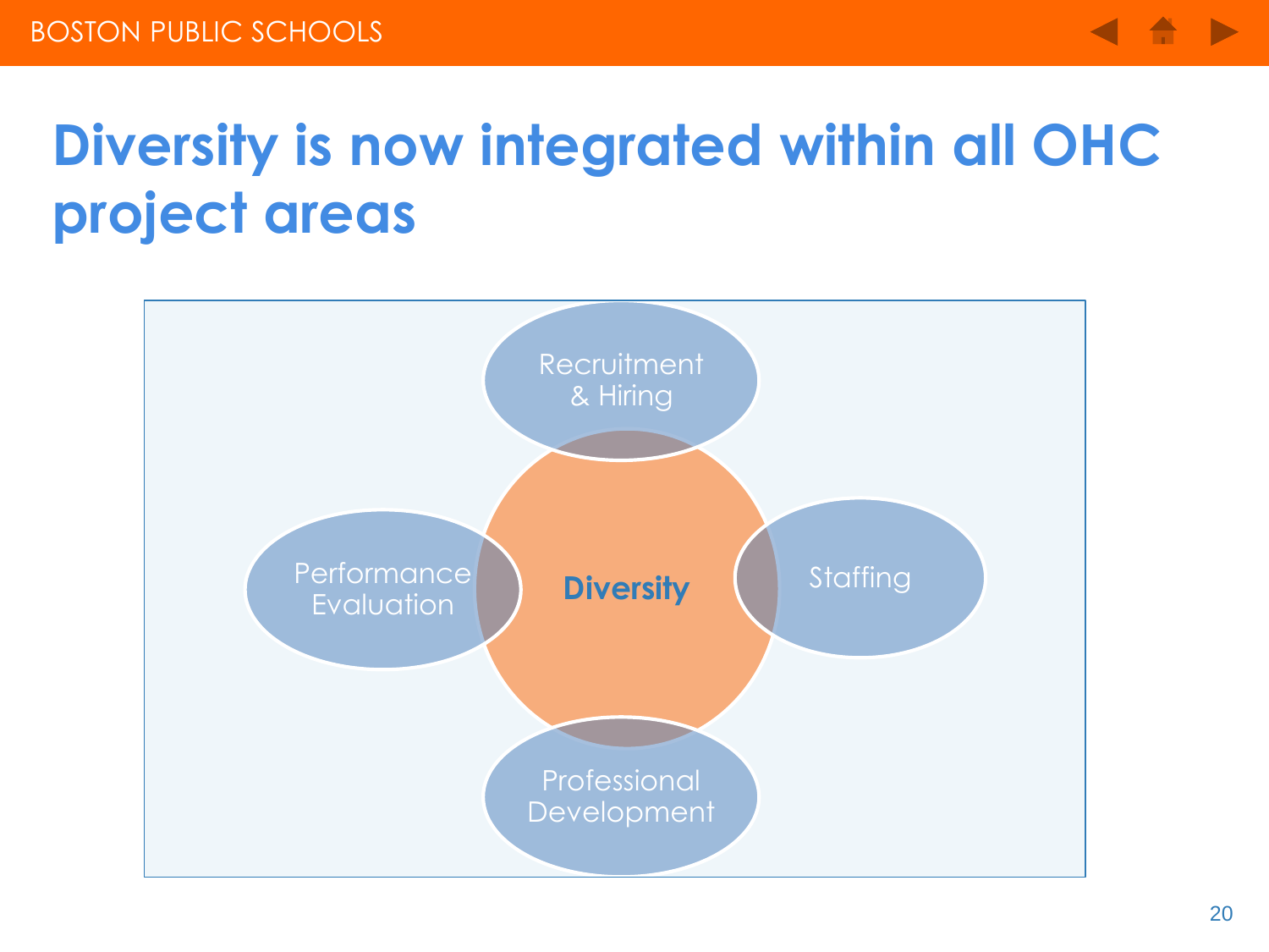# Diversity is now integrated within all OHC project areas

Recruitment & Hiring

Performance Evaluation

**Diversity**

Staffing

Professional Development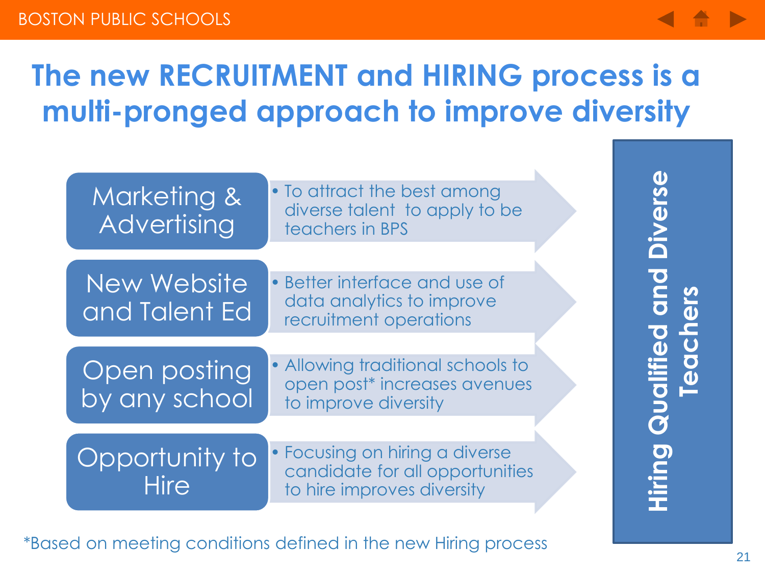# The new RECRUITMENT and HIRING process is a multi-pronged approach to improve diversity

| Approach | Purpose |
| --- | --- |
| Marketing & Advertising | To attract the best among diverse talent to apply to be teachers in BPS |
| New Website and Talent Ed | Better interface and use of data analytics to improve recruitment operations |
| Open posting by any school | Allowing traditional schools to open post* increases avenues to improve diversity |
| Opportunity to Hire | Focusing on hiring a diverse candidate for all opportunities to hire improves diversity |

**Hiring Qualified and Diverse Teachers**

*Based on meeting conditions defined in the new Hiring process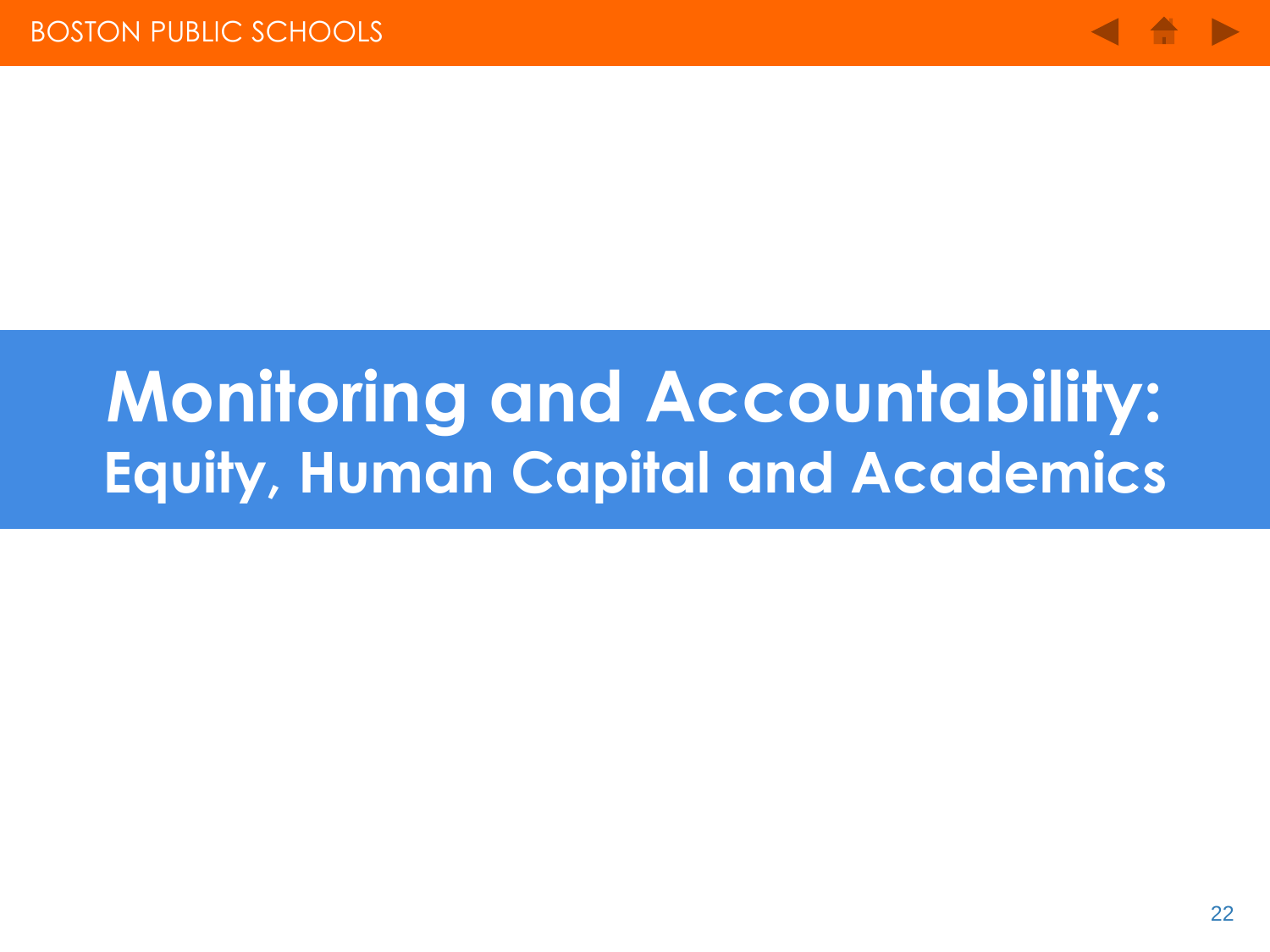# Monitoring and Accountability:

## Equity, Human Capital and Academics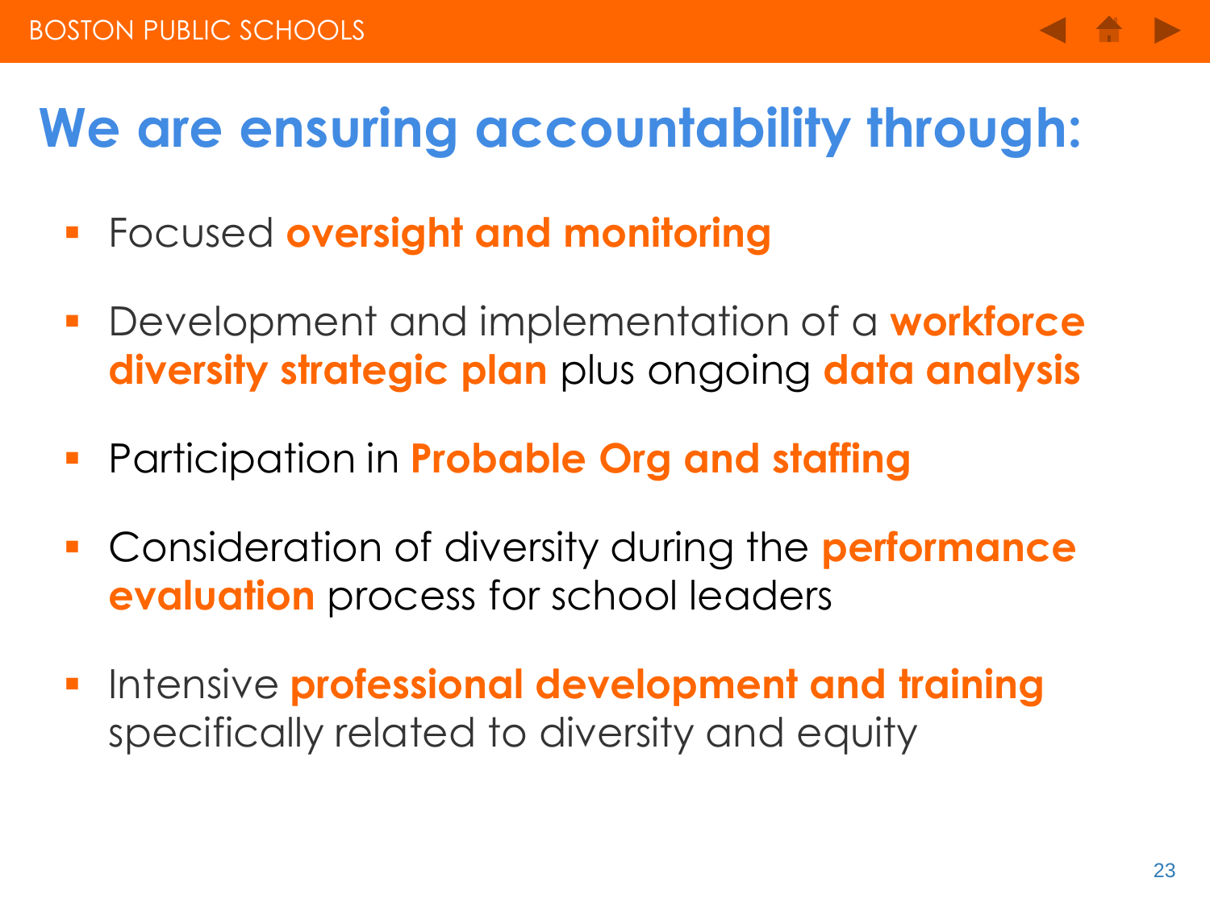# We are ensuring accountability through:

- Focused **oversight and monitoring**
- Development and implementation of a **workforce diversity strategic plan** plus ongoing **data analysis**
- Participation in **Probable Org and staffing**
- Consideration of diversity during the **performance evaluation** process for school leaders
- Intensive **professional development and training** specifically related to diversity and equity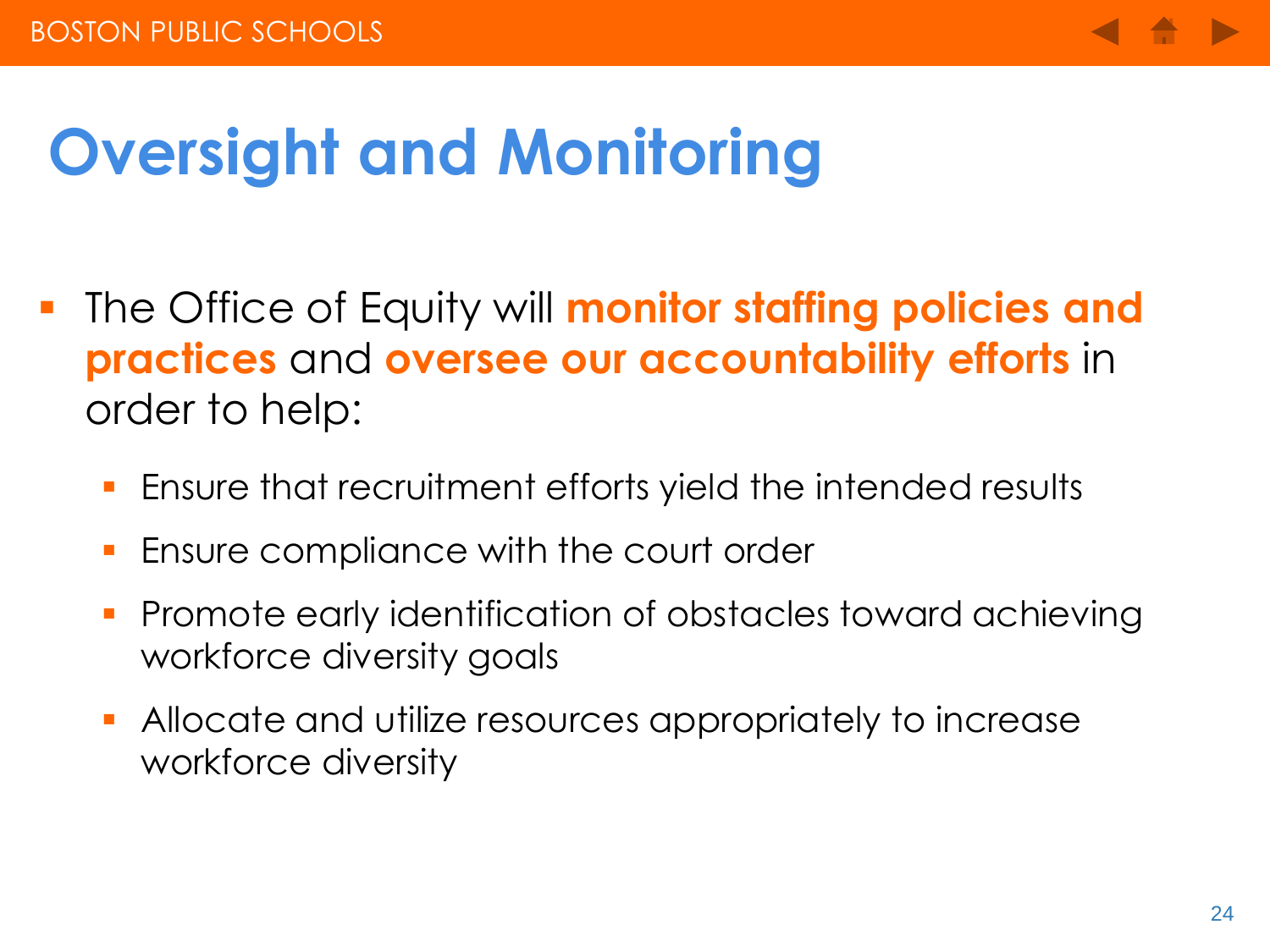# Oversight and Monitoring

- The Office of Equity will **monitor staffing policies and practices** and **oversee our accountability efforts** in order to help:
  - Ensure that recruitment efforts yield the intended results
  - Ensure compliance with the court order
  - Promote early identification of obstacles toward achieving workforce diversity goals
  - Allocate and utilize resources appropriately to increase workforce diversity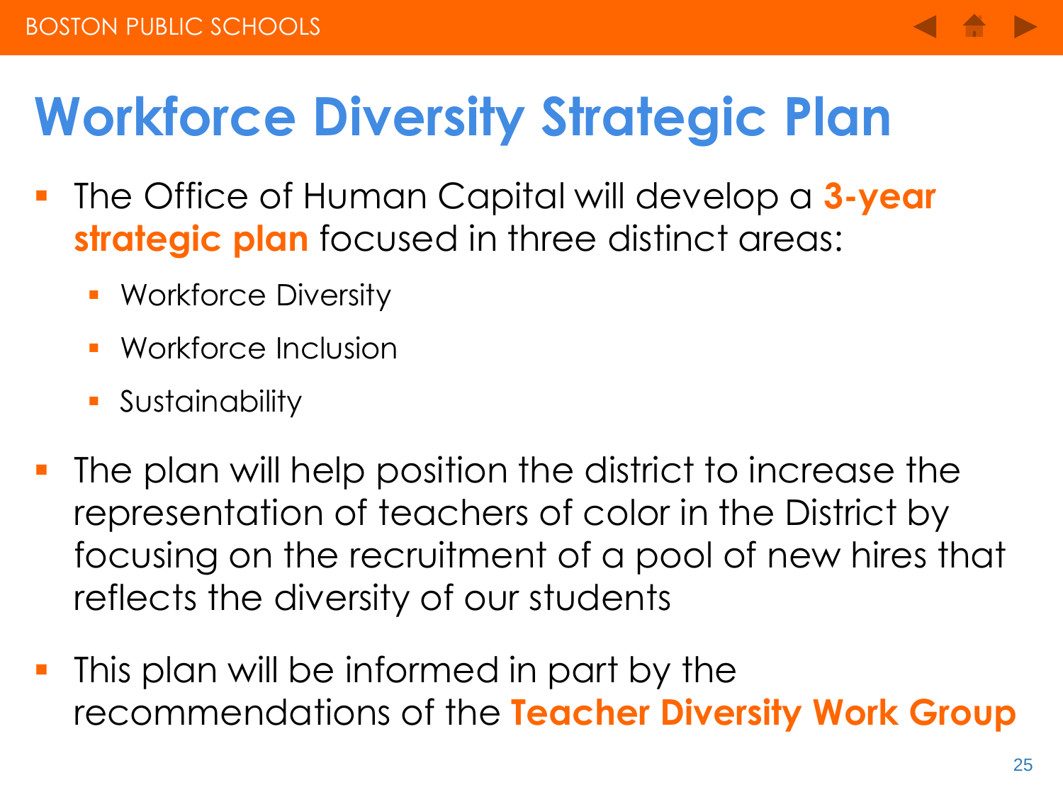# Workforce Diversity Strategic Plan

- The Office of Human Capital will develop a **3-year strategic plan** focused in three distinct areas:
  - Workforce Diversity
  - Workforce Inclusion
  - Sustainability
- The plan will help position the district to increase the representation of teachers of color in the District by focusing on the recruitment of a pool of new hires that reflects the diversity of our students
- This plan will be informed in part by the recommendations of the **Teacher Diversity Work Group**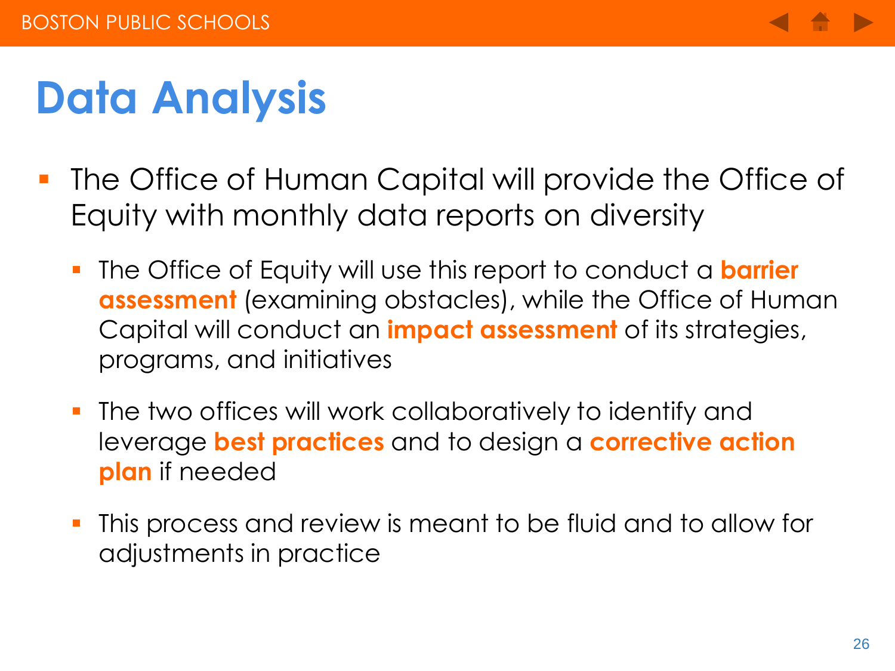# Data Analysis

- The Office of Human Capital will provide the Office of Equity with monthly data reports on diversity
  - The Office of Equity will use this report to conduct a **barrier assessment** (examining obstacles), while the Office of Human Capital will conduct an **impact assessment** of its strategies, programs, and initiatives
  - The two offices will work collaboratively to identify and leverage **best practices** and to design a **corrective action plan** if needed
  - This process and review is meant to be fluid and to allow for adjustments in practice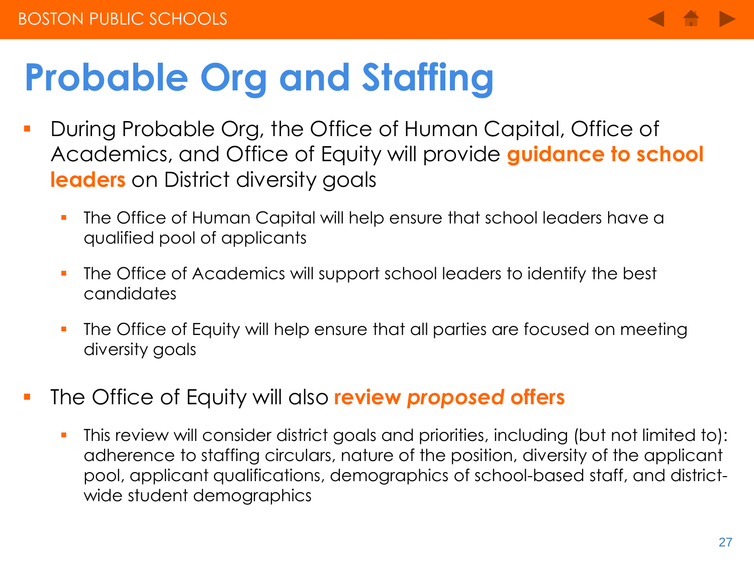# Probable Org and Staffing

- During Probable Org, the Office of Human Capital, Office of Academics, and Office of Equity will provide **guidance to school leaders** on District diversity goals
  - The Office of Human Capital will help ensure that school leaders have a qualified pool of applicants
  - The Office of Academics will support school leaders to identify the best candidates
  - The Office of Equity will help ensure that all parties are focused on meeting diversity goals
- The Office of Equity will also **review *proposed* offers**
  - This review will consider district goals and priorities, including (but not limited to): adherence to staffing circulars, nature of the position, diversity of the applicant pool, applicant qualifications, demographics of school-based staff, and district-wide student demographics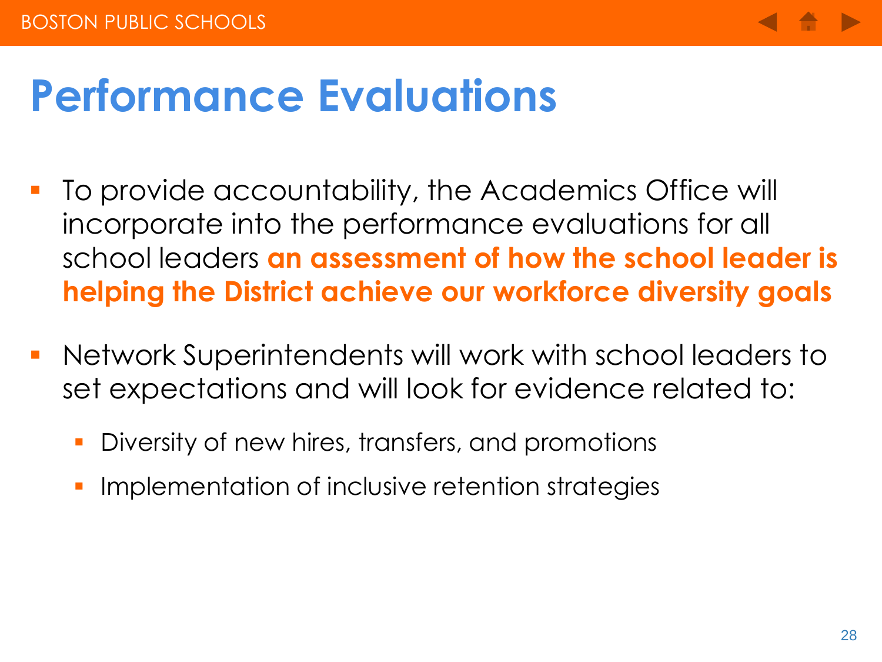# Performance Evaluations

- To provide accountability, the Academics Office will incorporate into the performance evaluations for all school leaders **an assessment of how the school leader is helping the District achieve our workforce diversity goals**
- Network Superintendents will work with school leaders to set expectations and will look for evidence related to:
  - Diversity of new hires, transfers, and promotions
  - Implementation of inclusive retention strategies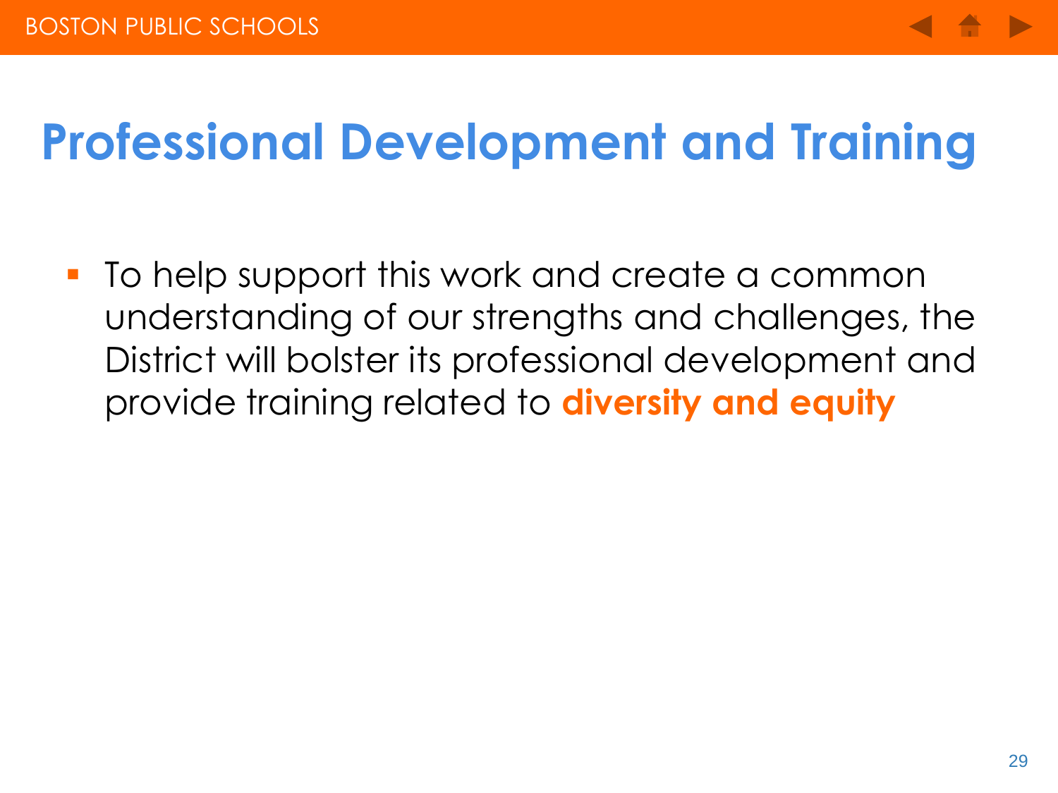# Professional Development and Training

- To help support this work and create a common understanding of our strengths and challenges, the District will bolster its professional development and provide training related to **diversity and equity**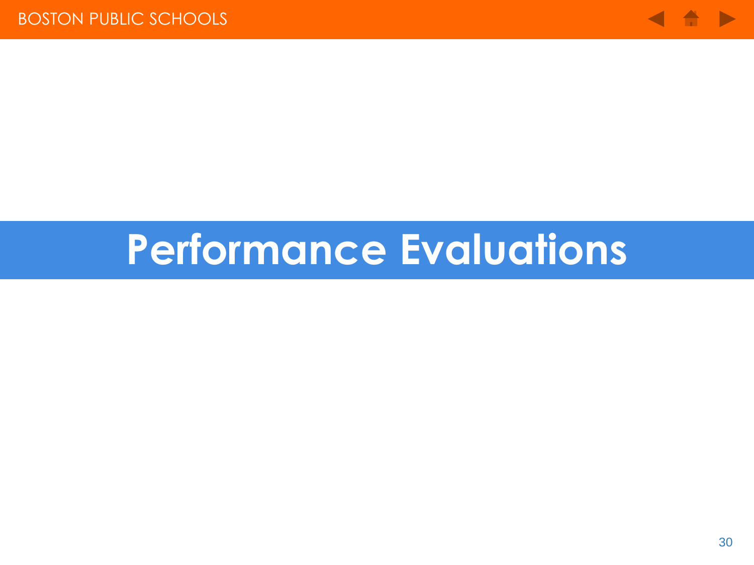# Performance Evaluations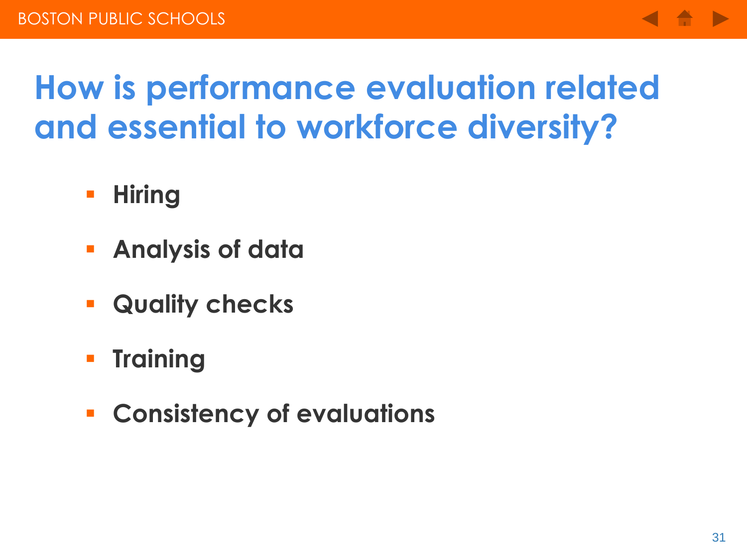# How is performance evaluation related and essential to workforce diversity?

- Hiring
- Analysis of data
- Quality checks
- Training
- Consistency of evaluations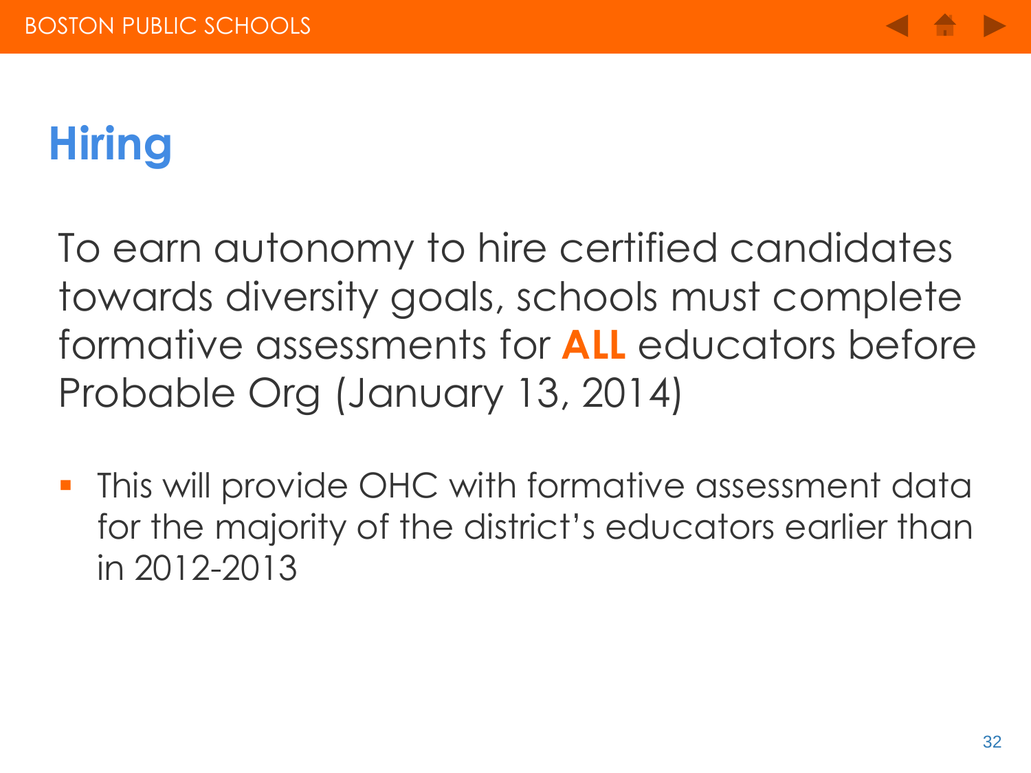# Hiring

To earn autonomy to hire certified candidates towards diversity goals, schools must complete formative assessments for **ALL** educators before Probable Org (January 13, 2014)

- This will provide OHC with formative assessment data for the majority of the district's educators earlier than in 2012-2013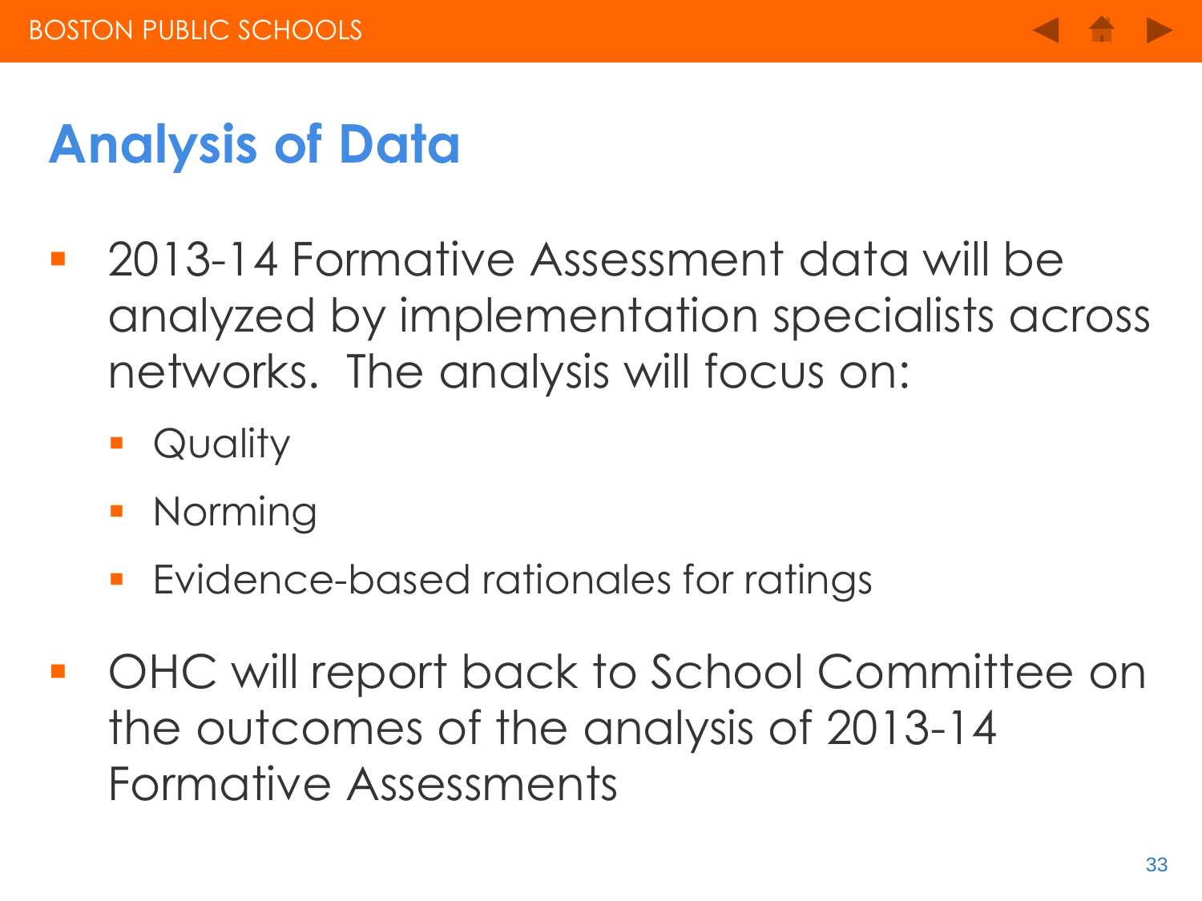# Analysis of Data

- 2013-14 Formative Assessment data will be analyzed by implementation specialists across networks. The analysis will focus on:
  - Quality
  - Norming
  - Evidence-based rationales for ratings
- OHC will report back to School Committee on the outcomes of the analysis of 2013-14 Formative Assessments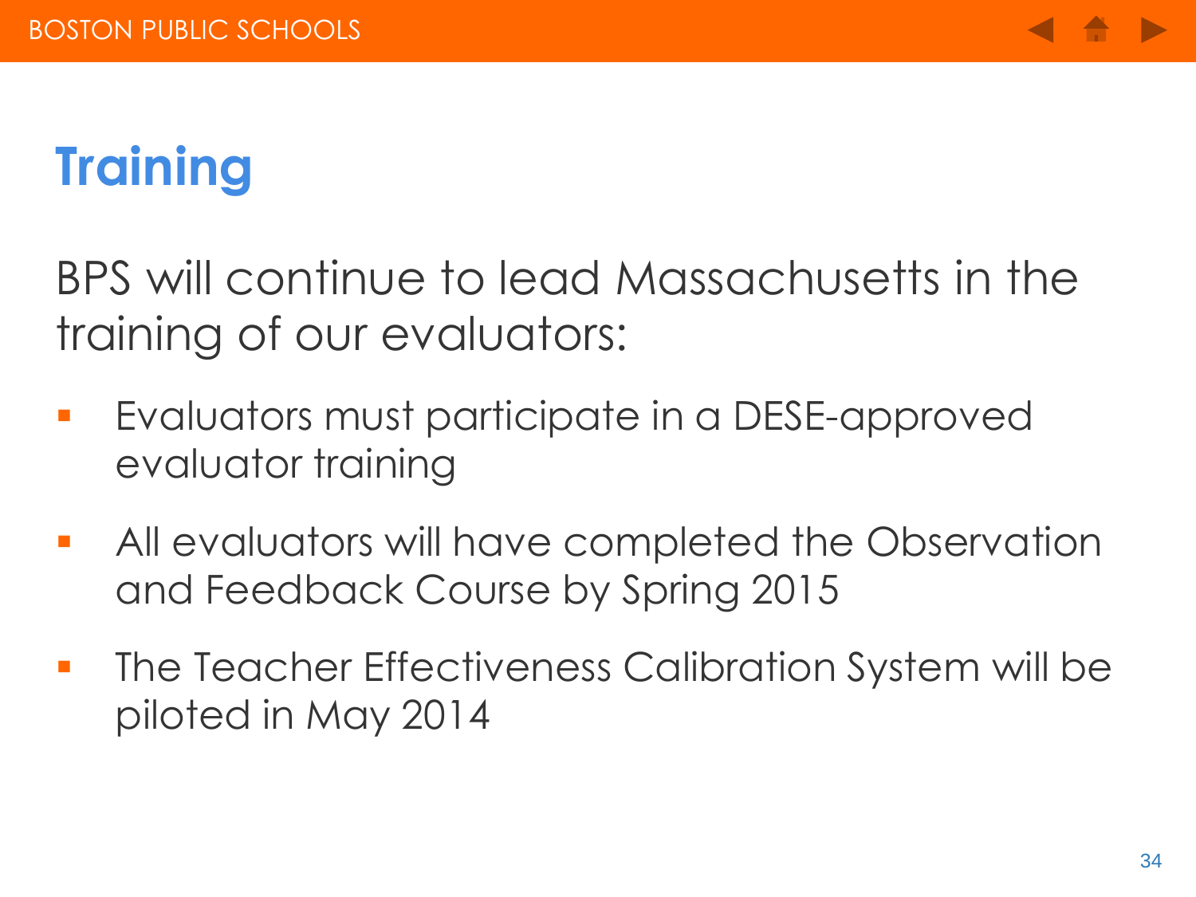# Training

BPS will continue to lead Massachusetts in the training of our evaluators:

- Evaluators must participate in a DESE-approved evaluator training
- All evaluators will have completed the Observation and Feedback Course by Spring 2015
- The Teacher Effectiveness Calibration System will be piloted in May 2014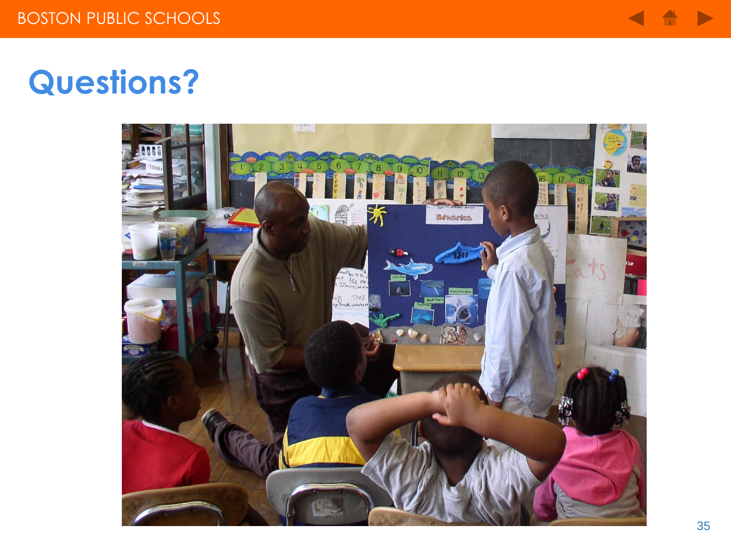# Questions?